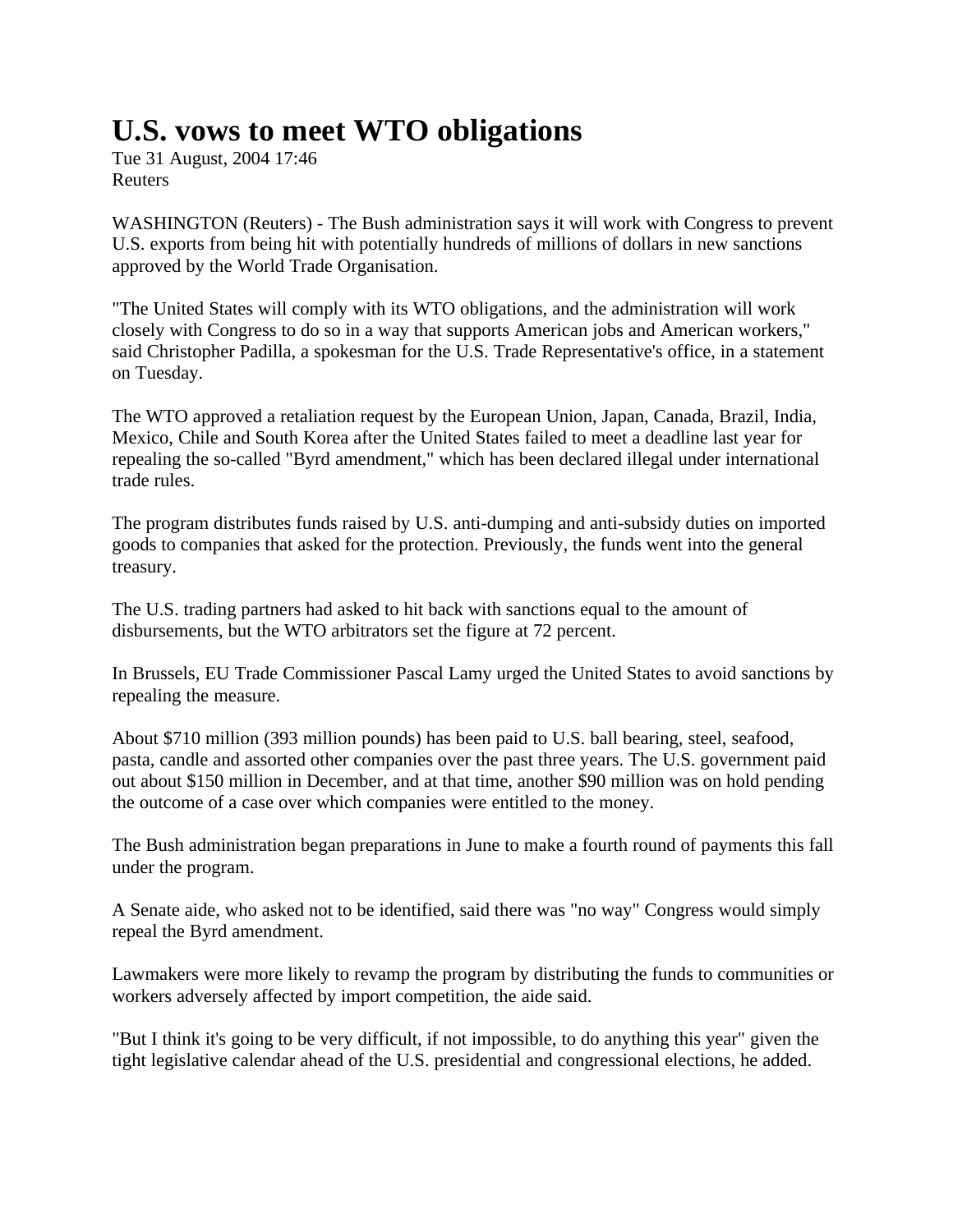# U.S. vows to meet WTO obligations

Tue 31 August, 2004 17:46
Reuters

WASHINGTON (Reuters) - The Bush administration says it will work with Congress to prevent U.S. exports from being hit with potentially hundreds of millions of dollars in new sanctions approved by the World Trade Organisation.

"The United States will comply with its WTO obligations, and the administration will work closely with Congress to do so in a way that supports American jobs and American workers," said Christopher Padilla, a spokesman for the U.S. Trade Representative's office, in a statement on Tuesday.

The WTO approved a retaliation request by the European Union, Japan, Canada, Brazil, India, Mexico, Chile and South Korea after the United States failed to meet a deadline last year for repealing the so-called "Byrd amendment," which has been declared illegal under international trade rules.

The program distributes funds raised by U.S. anti-dumping and anti-subsidy duties on imported goods to companies that asked for the protection. Previously, the funds went into the general treasury.

The U.S. trading partners had asked to hit back with sanctions equal to the amount of disbursements, but the WTO arbitrators set the figure at 72 percent.

In Brussels, EU Trade Commissioner Pascal Lamy urged the United States to avoid sanctions by repealing the measure.

About $710 million (393 million pounds) has been paid to U.S. ball bearing, steel, seafood, pasta, candle and assorted other companies over the past three years. The U.S. government paid out about $150 million in December, and at that time, another $90 million was on hold pending the outcome of a case over which companies were entitled to the money.

The Bush administration began preparations in June to make a fourth round of payments this fall under the program.

A Senate aide, who asked not to be identified, said there was "no way" Congress would simply repeal the Byrd amendment.

Lawmakers were more likely to revamp the program by distributing the funds to communities or workers adversely affected by import competition, the aide said.

"But I think it's going to be very difficult, if not impossible, to do anything this year" given the tight legislative calendar ahead of the U.S. presidential and congressional elections, he added.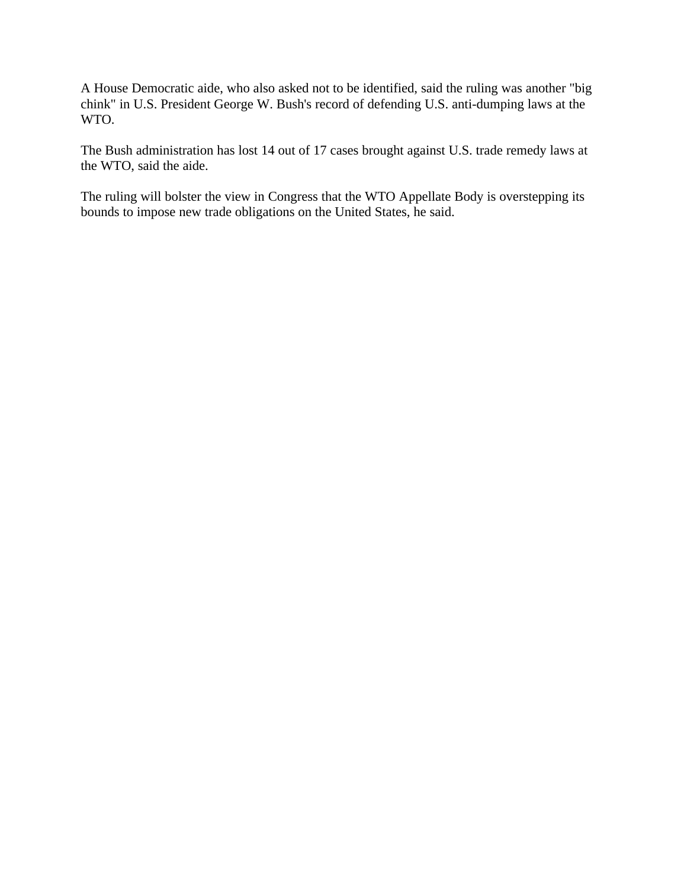A House Democratic aide, who also asked not to be identified, said the ruling was another "big chink" in U.S. President George W. Bush's record of defending U.S. anti-dumping laws at the WTO.

The Bush administration has lost 14 out of 17 cases brought against U.S. trade remedy laws at the WTO, said the aide.

The ruling will bolster the view in Congress that the WTO Appellate Body is overstepping its bounds to impose new trade obligations on the United States, he said.